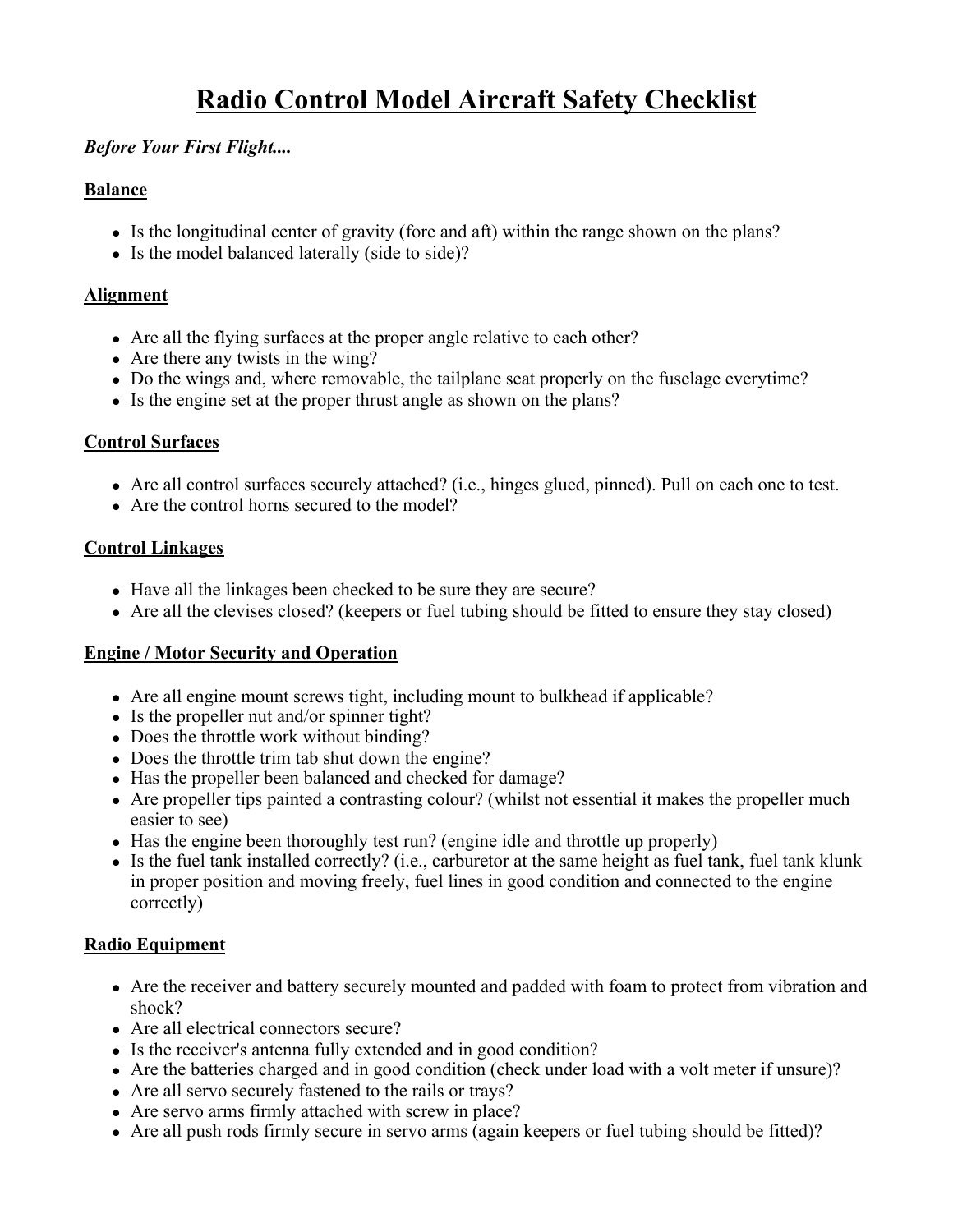# Radio Control Model Aircraft Safety Checklist

***Before Your First Flight....***

## Balance

- Is the longitudinal center of gravity (fore and aft) within the range shown on the plans?
- Is the model balanced laterally (side to side)?

## Alignment

- Are all the flying surfaces at the proper angle relative to each other?
- Are there any twists in the wing?
- Do the wings and, where removable, the tailplane seat properly on the fuselage everytime?
- Is the engine set at the proper thrust angle as shown on the plans?

## Control Surfaces

- Are all control surfaces securely attached? (i.e., hinges glued, pinned). Pull on each one to test.
- Are the control horns secured to the model?

## Control Linkages

- Have all the linkages been checked to be sure they are secure?
- Are all the clevises closed? (keepers or fuel tubing should be fitted to ensure they stay closed)

## Engine / Motor Security and Operation

- Are all engine mount screws tight, including mount to bulkhead if applicable?
- Is the propeller nut and/or spinner tight?
- Does the throttle work without binding?
- Does the throttle trim tab shut down the engine?
- Has the propeller been balanced and checked for damage?
- Are propeller tips painted a contrasting colour? (whilst not essential it makes the propeller much easier to see)
- Has the engine been thoroughly test run? (engine idle and throttle up properly)
- Is the fuel tank installed correctly? (i.e., carburetor at the same height as fuel tank, fuel tank klunk in proper position and moving freely, fuel lines in good condition and connected to the engine correctly)

## Radio Equipment

- Are the receiver and battery securely mounted and padded with foam to protect from vibration and shock?
- Are all electrical connectors secure?
- Is the receiver's antenna fully extended and in good condition?
- Are the batteries charged and in good condition (check under load with a volt meter if unsure)?
- Are all servo securely fastened to the rails or trays?
- Are servo arms firmly attached with screw in place?
- Are all push rods firmly secure in servo arms (again keepers or fuel tubing should be fitted)?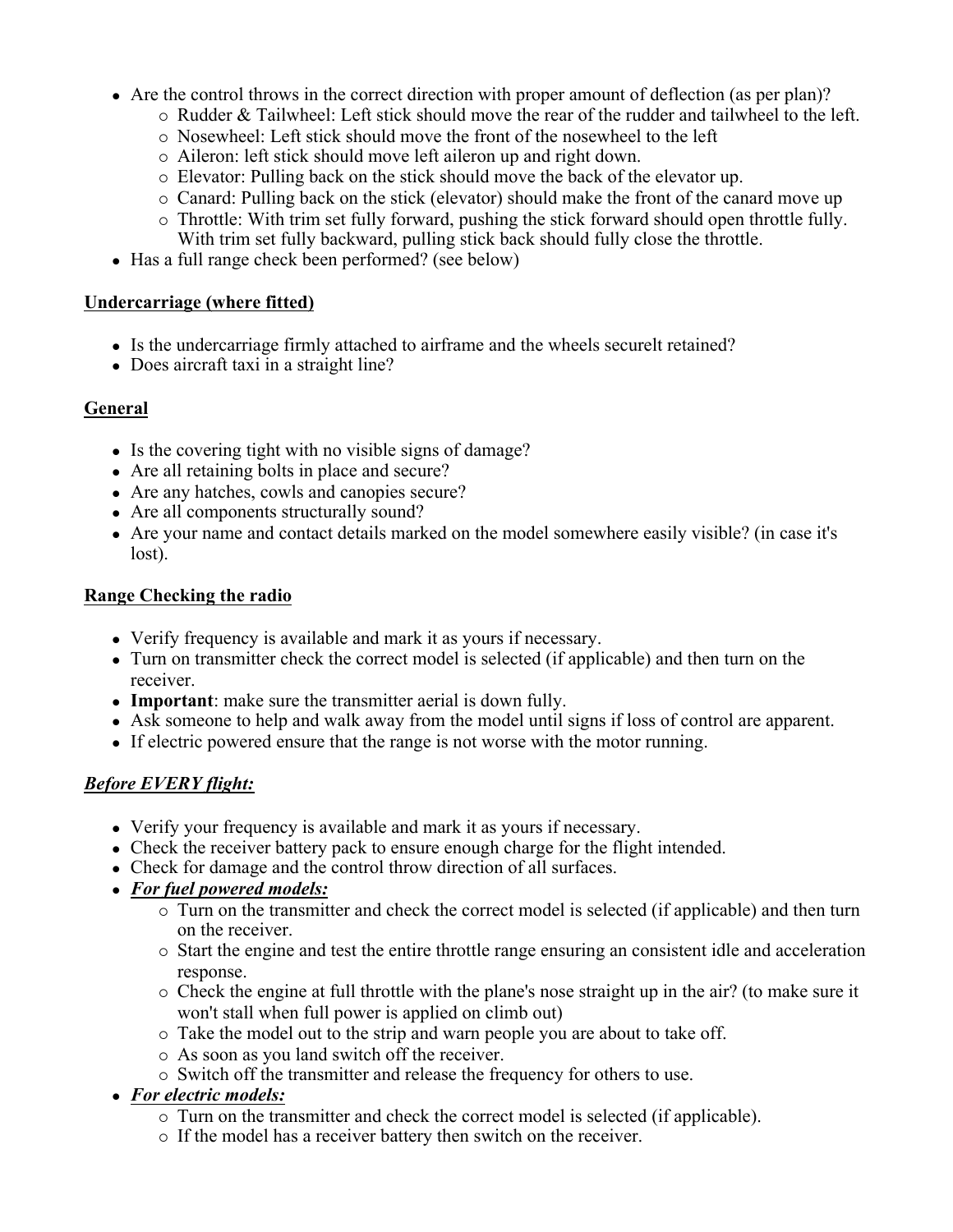- Are the control throws in the correct direction with proper amount of deflection (as per plan)?
  - Rudder & Tailwheel: Left stick should move the rear of the rudder and tailwheel to the left.
  - Nosewheel: Left stick should move the front of the nosewheel to the left
  - Aileron: left stick should move left aileron up and right down.
  - Elevator: Pulling back on the stick should move the back of the elevator up.
  - Canard: Pulling back on the stick (elevator) should make the front of the canard move up
  - Throttle: With trim set fully forward, pushing the stick forward should open throttle fully. With trim set fully backward, pulling stick back should fully close the throttle.
- Has a full range check been performed? (see below)

**Undercarriage (where fitted)**

- Is the undercarriage firmly attached to airframe and the wheels securelt retained?
- Does aircraft taxi in a straight line?

**General**

- Is the covering tight with no visible signs of damage?
- Are all retaining bolts in place and secure?
- Are any hatches, cowls and canopies secure?
- Are all components structurally sound?
- Are your name and contact details marked on the model somewhere easily visible? (in case it's lost).

**Range Checking the radio**

- Verify frequency is available and mark it as yours if necessary.
- Turn on transmitter check the correct model is selected (if applicable) and then turn on the receiver.
- **Important**: make sure the transmitter aerial is down fully.
- Ask someone to help and walk away from the model until signs if loss of control are apparent.
- If electric powered ensure that the range is not worse with the motor running.

***Before EVERY flight:***

- Verify your frequency is available and mark it as yours if necessary.
- Check the receiver battery pack to ensure enough charge for the flight intended.
- Check for damage and the control throw direction of all surfaces.
- ***For fuel powered models:***
  - Turn on the transmitter and check the correct model is selected (if applicable) and then turn on the receiver.
  - Start the engine and test the entire throttle range ensuring an consistent idle and acceleration response.
  - Check the engine at full throttle with the plane's nose straight up in the air? (to make sure it won't stall when full power is applied on climb out)
  - Take the model out to the strip and warn people you are about to take off.
  - As soon as you land switch off the receiver.
  - Switch off the transmitter and release the frequency for others to use.
- ***For electric models:***
  - Turn on the transmitter and check the correct model is selected (if applicable).
  - If the model has a receiver battery then switch on the receiver.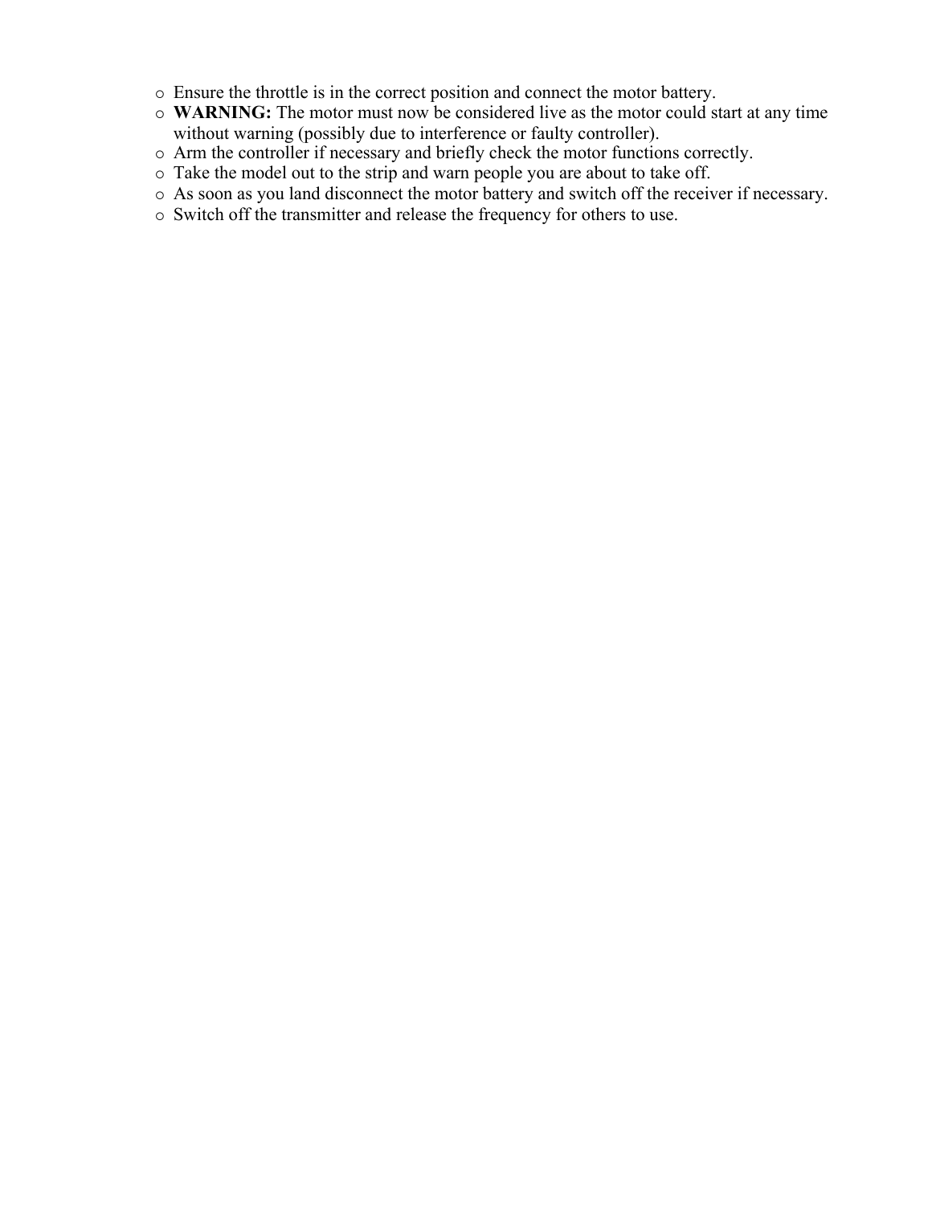- Ensure the throttle is in the correct position and connect the motor battery.
- **WARNING:** The motor must now be considered live as the motor could start at any time without warning (possibly due to interference or faulty controller).
- Arm the controller if necessary and briefly check the motor functions correctly.
- Take the model out to the strip and warn people you are about to take off.
- As soon as you land disconnect the motor battery and switch off the receiver if necessary.
- Switch off the transmitter and release the frequency for others to use.